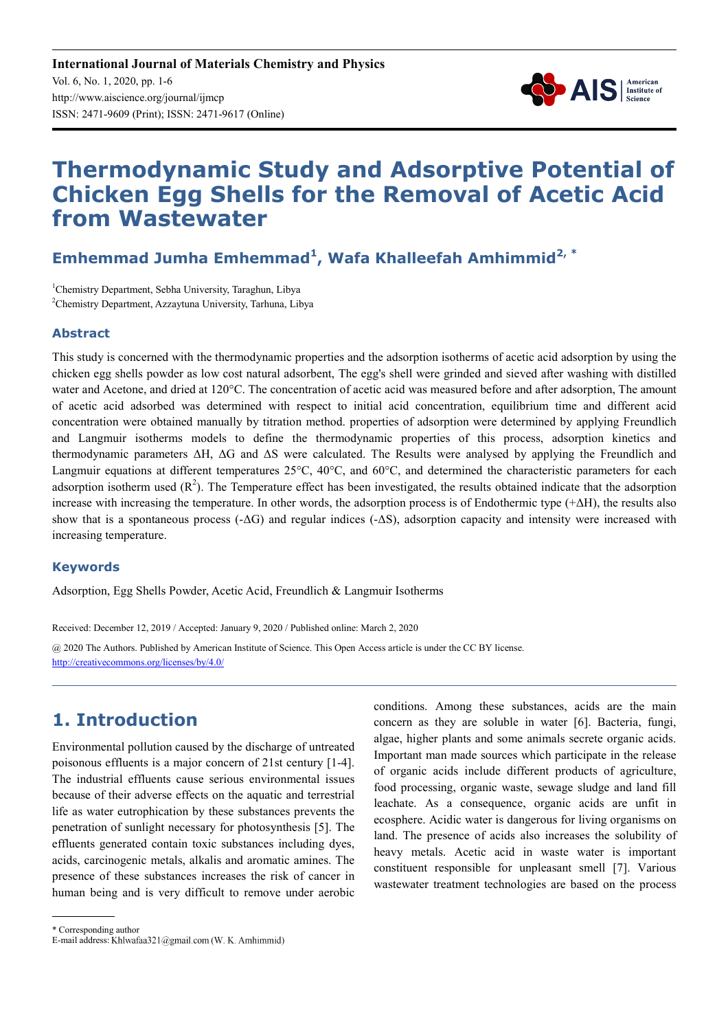International Journal of Materials Chemistry and Physics
Vol. 6, No. 1, 2020, pp. 1-6
http://www.aiscience.org/journal/ijmcp
ISSN: 2471-9609 (Print); ISSN: 2471-9617 (Online)

# Thermodynamic Study and Adsorptive Potential of Chicken Egg Shells for the Removal of Acetic Acid from Wastewater

**Emhemmad Jumha Emhemmad[1], Wafa Khalleefah Amhimmid[2, *]**

[1]Chemistry Department, Sebha University, Taraghun, Libya
[2]Chemistry Department, Azzaytuna University, Tarhuna, Libya

## Abstract

This study is concerned with the thermodynamic properties and the adsorption isotherms of acetic acid adsorption by using the chicken egg shells powder as low cost natural adsorbent, The egg's shell were grinded and sieved after washing with distilled water and Acetone, and dried at 120°C. The concentration of acetic acid was measured before and after adsorption, The amount of acetic acid adsorbed was determined with respect to initial acid concentration, equilibrium time and different acid concentration were obtained manually by titration method. properties of adsorption were determined by applying Freundlich and Langmuir isotherms models to define the thermodynamic properties of this process, adsorption kinetics and thermodynamic parameters ΔH, ΔG and ΔS were calculated. The Results were analysed by applying the Freundlich and Langmuir equations at different temperatures 25°C, 40°C, and 60°C, and determined the characteristic parameters for each adsorption isotherm used ($R^2$). The Temperature effect has been investigated, the results obtained indicate that the adsorption increase with increasing the temperature. In other words, the adsorption process is of Endothermic type (+ΔH), the results also show that is a spontaneous process (-ΔG) and regular indices (-ΔS), adsorption capacity and intensity were increased with increasing temperature.

## Keywords

Adsorption, Egg Shells Powder, Acetic Acid, Freundlich & Langmuir Isotherms

Received: December 12, 2019 / Accepted: January 9, 2020 / Published online: March 2, 2020

@ 2020 The Authors. Published by American Institute of Science. This Open Access article is under the CC BY license. http://creativecommons.org/licenses/by/4.0/

## 1. Introduction

Environmental pollution caused by the discharge of untreated poisonous effluents is a major concern of 21st century [1-4]. The industrial effluents cause serious environmental issues because of their adverse effects on the aquatic and terrestrial life as water eutrophication by these substances prevents the penetration of sunlight necessary for photosynthesis [5]. The effluents generated contain toxic substances including dyes, acids, carcinogenic metals, alkalis and aromatic amines. The presence of these substances increases the risk of cancer in human being and is very difficult to remove under aerobic conditions. Among these substances, acids are the main concern as they are soluble in water [6]. Bacteria, fungi, algae, higher plants and some animals secrete organic acids. Important man made sources which participate in the release of organic acids include different products of agriculture, food processing, organic waste, sewage sludge and land fill leachate. As a consequence, organic acids are unfit in ecosphere. Acidic water is dangerous for living organisms on land. The presence of acids also increases the solubility of heavy metals. Acetic acid in waste water is important constituent responsible for unpleasant smell [7]. Various wastewater treatment technologies are based on the process

\* Corresponding author
E-mail address: Khlwafaa321@gmail.com (W. K. Amhimmid)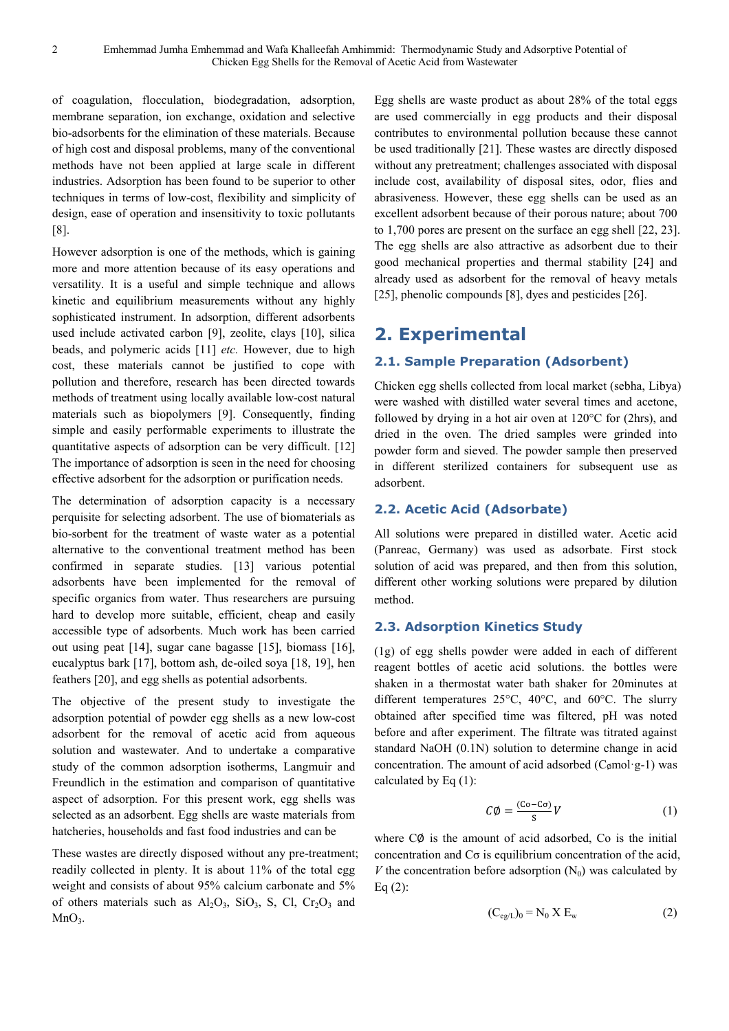of coagulation, flocculation, biodegradation, adsorption, membrane separation, ion exchange, oxidation and selective bio-adsorbents for the elimination of these materials. Because of high cost and disposal problems, many of the conventional methods have not been applied at large scale in different industries. Adsorption has been found to be superior to other techniques in terms of low-cost, flexibility and simplicity of design, ease of operation and insensitivity to toxic pollutants [8].

However adsorption is one of the methods, which is gaining more and more attention because of its easy operations and versatility. It is a useful and simple technique and allows kinetic and equilibrium measurements without any highly sophisticated instrument. In adsorption, different adsorbents used include activated carbon [9], zeolite, clays [10], silica beads, and polymeric acids [11] *etc.* However, due to high cost, these materials cannot be justified to cope with pollution and therefore, research has been directed towards methods of treatment using locally available low-cost natural materials such as biopolymers [9]. Consequently, finding simple and easily performable experiments to illustrate the quantitative aspects of adsorption can be very difficult. [12] The importance of adsorption is seen in the need for choosing effective adsorbent for the adsorption or purification needs.

The determination of adsorption capacity is a necessary perquisite for selecting adsorbent. The use of biomaterials as bio-sorbent for the treatment of waste water as a potential alternative to the conventional treatment method has been confirmed in separate studies. [13] various potential adsorbents have been implemented for the removal of specific organics from water. Thus researchers are pursuing hard to develop more suitable, efficient, cheap and easily accessible type of adsorbents. Much work has been carried out using peat [14], sugar cane bagasse [15], biomass [16], eucalyptus bark [17], bottom ash, de-oiled soya [18, 19], hen feathers [20], and egg shells as potential adsorbents.

The objective of the present study to investigate the adsorption potential of powder egg shells as a new low-cost adsorbent for the removal of acetic acid from aqueous solution and wastewater. And to undertake a comparative study of the common adsorption isotherms, Langmuir and Freundlich in the estimation and comparison of quantitative aspect of adsorption. For this present work, egg shells was selected as an adsorbent. Egg shells are waste materials from hatcheries, households and fast food industries and can be

These wastes are directly disposed without any pre-treatment; readily collected in plenty. It is about 11% of the total egg weight and consists of about 95% calcium carbonate and 5% of others materials such as $Al_2O_3$, $SiO_3$, S, Cl, $Cr_2O_3$ and $MnO_3$.

Egg shells are waste product as about 28% of the total eggs are used commercially in egg products and their disposal contributes to environmental pollution because these cannot be used traditionally [21]. These wastes are directly disposed without any pretreatment; challenges associated with disposal include cost, availability of disposal sites, odor, flies and abrasiveness. However, these egg shells can be used as an excellent adsorbent because of their porous nature; about 700 to 1,700 pores are present on the surface an egg shell [22, 23]. The egg shells are also attractive as adsorbent due to their good mechanical properties and thermal stability [24] and already used as adsorbent for the removal of heavy metals [25], phenolic compounds [8], dyes and pesticides [26].

# 2. Experimental

## 2.1. Sample Preparation (Adsorbent)

Chicken egg shells collected from local market (sebha, Libya) were washed with distilled water several times and acetone, followed by drying in a hot air oven at 120°C for (2hrs), and dried in the oven. The dried samples were grinded into powder form and sieved. The powder sample then preserved in different sterilized containers for subsequent use as adsorbent.

## 2.2. Acetic Acid (Adsorbate)

All solutions were prepared in distilled water. Acetic acid (Panreac, Germany) was used as adsorbate. First stock solution of acid was prepared, and then from this solution, different other working solutions were prepared by dilution method.

## 2.3. Adsorption Kinetics Study

(1g) of egg shells powder were added in each of different reagent bottles of acetic acid solutions. the bottles were shaken in a thermostat water bath shaker for 20minutes at different temperatures 25°C, 40°C, and 60°C. The slurry obtained after specified time was filtered, pH was noted before and after experiment. The filtrate was titrated against standard NaOH (0.1N) solution to determine change in acid concentration. The amount of acid adsorbed ($C_\emptyset$ mol·g-1) was calculated by Eq (1):

$$C\emptyset = \frac{(Co - C\sigma)}{S} V \tag{1}$$

where $C\emptyset$ is the amount of acid adsorbed, Co is the initial concentration and $C\sigma$ is equilibrium concentration of the acid, $V$ the concentration before adsorption ($N_0$) was calculated by Eq (2):

$$(C_{eg/L})_0 = N_0 \text{ X } E_w \tag{2}$$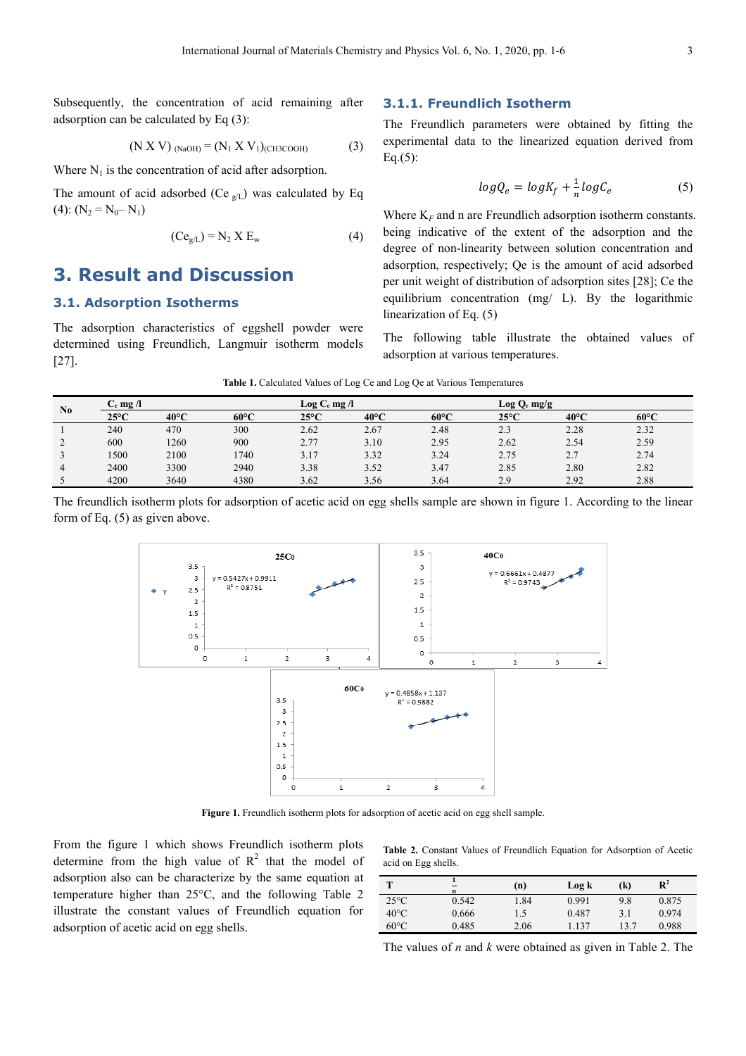Subsequently, the concentration of acid remaining after adsorption can be calculated by Eq (3):

$$(N \times V)_{(NaOH)} = (N_1 \times V_1)_{(CH3COOH)} \quad (3)$$

Where $N_1$ is the concentration of acid after adsorption.

The amount of acid adsorbed ($Ce_{g/L}$) was calculated by Eq (4): ($N_2 = N_0 - N_1$)

$$(Ce_{g/L}) = N_2 \times E_w \quad (4)$$

# 3. Result and Discussion

## 3.1. Adsorption Isotherms

The adsorption characteristics of eggshell powder were determined using Freundlich, Langmuir isotherm models [27].

### 3.1.1. Freundlich Isotherm

The Freundlich parameters were obtained by fitting the experimental data to the linearized equation derived from Eq.(5):

$$logQ_e = logK_f + \frac{1}{n}logC_e \quad (5)$$

Where $K_F$ and n are Freundlich adsorption isotherm constants. being indicative of the extent of the adsorption and the degree of non-linearity between solution concentration and adsorption, respectively; Qe is the amount of acid adsorbed per unit weight of distribution of adsorption sites [28]; Ce the equilibrium concentration (mg/ L). By the logarithmic linearization of Eq. (5)

The following table illustrate the obtained values of adsorption at various temperatures.

**Table 1.** Calculated Values of Log Ce and Log Qe at Various Temperatures

| No | $C_e$ mg /l | | | Log $C_e$ mg /l | | | Log $Q_e$ mg/g | | |
|---|---|---|---|---|---|---|---|---|---|
| | 25°C | 40°C | 60°C | 25°C | 40°C | 60°C | 25°C | 40°C | 60°C |
| 1 | 240 | 470 | 300 | 2.62 | 2.67 | 2.48 | 2.3 | 2.28 | 2.32 |
| 2 | 600 | 1260 | 900 | 2.77 | 3.10 | 2.95 | 2.62 | 2.54 | 2.59 |
| 3 | 1500 | 2100 | 1740 | 3.17 | 3.32 | 3.24 | 2.75 | 2.7 | 2.74 |
| 4 | 2400 | 3300 | 2940 | 3.38 | 3.52 | 3.47 | 2.85 | 2.80 | 2.82 |
| 5 | 4200 | 3640 | 4380 | 3.62 | 3.56 | 3.64 | 2.9 | 2.92 | 2.88 |

The freundlich isotherm plots for adsorption of acetic acid on egg shells sample are shown in figure 1. According to the linear form of Eq. (5) as given above.

25C0
y = 0.5427x + 0.9911
R² = 0.8751
y

40C0
y = 0.6661x + 0.4877
R² = 0.9743

60C0
y = 0.4858x + 1.137
R² = 0.9882

**Figure 1.** Freundlich isotherm plots for adsorption of acetic acid on egg shell sample.

From the figure 1 which shows Freundlich isotherm plots determine from the high value of $R^2$ that the model of adsorption also can be characterize by the same equation at temperature higher than 25°C, and the following Table 2 illustrate the constant values of Freundlich equation for adsorption of acetic acid on egg shells.

**Table 2.** Constant Values of Freundlich Equation for Adsorption of Acetic acid on Egg shells.

| T | $\frac{1}{n}$ | (n) | Log k | (k) | $R^2$ |
|---|---|---|---|---|---|
| 25°C | 0.542 | 1.84 | 0.991 | 9.8 | 0.875 |
| 40°C | 0.666 | 1.5 | 0.487 | 3.1 | 0.974 |
| 60°C | 0.485 | 2.06 | 1.137 | 13.7 | 0.988 |

The values of *n* and *k* were obtained as given in Table 2. The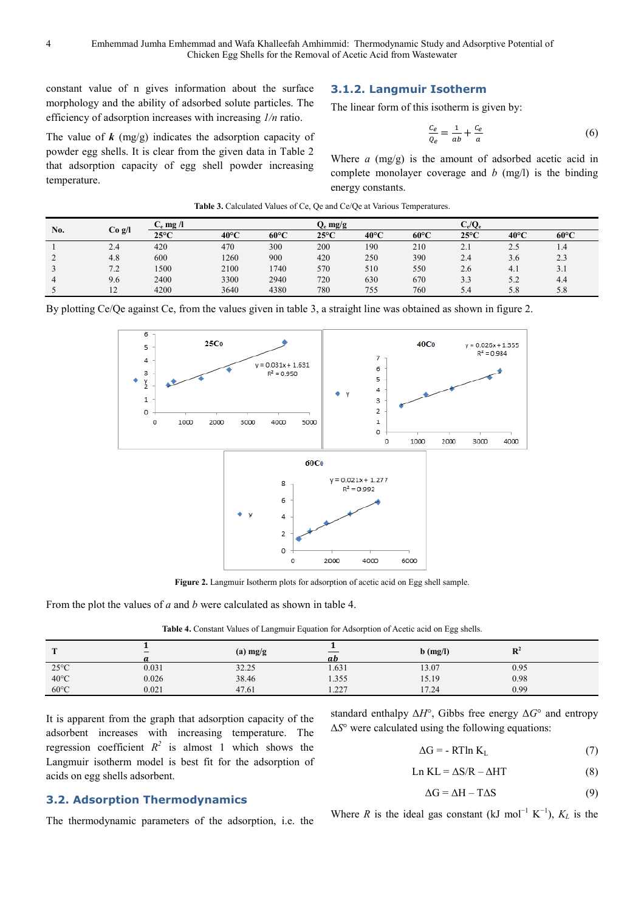constant value of n gives information about the surface morphology and the ability of adsorbed solute particles. The efficiency of adsorption increases with increasing *1/n* ratio.

The value of ***k*** (mg/g) indicates the adsorption capacity of powder egg shells. It is clear from the given data in Table 2 that adsorption capacity of egg shell powder increasing temperature.

### 3.1.2. Langmuir Isotherm

The linear form of this isotherm is given by:

$$\frac{C_e}{Q_e} = \frac{1}{ab} + \frac{C_e}{a} \tag{6}$$

Where *a* (mg/g) is the amount of adsorbed acetic acid in complete monolayer coverage and *b* (mg/l) is the binding energy constants.

**Table 3.** Calculated Values of Ce, Qe and Ce/Qe at Various Temperatures.

| No. | Co g/l | $C_e$ mg /l | | | $Q_e$ mg/g | | | $C_e/Q_e$ | | |
|---|---|---|---|---|---|---|---|---|---|---|
| | | 25°C | 40°C | 60°C | 25°C | 40°C | 60°C | 25°C | 40°C | 60°C |
| 1 | 2.4 | 420 | 470 | 300 | 200 | 190 | 210 | 2.1 | 2.5 | 1.4 |
| 2 | 4.8 | 600 | 1260 | 900 | 420 | 250 | 390 | 2.4 | 3.6 | 2.3 |
| 3 | 7.2 | 1500 | 2100 | 1740 | 570 | 510 | 550 | 2.6 | 4.1 | 3.1 |
| 4 | 9.6 | 2400 | 3300 | 2940 | 720 | 630 | 670 | 3.3 | 5.2 | 4.4 |
| 5 | 12 | 4200 | 3640 | 4380 | 780 | 755 | 760 | 5.4 | 5.8 | 5.8 |

By plotting Ce/Qe against Ce, from the values given in table 3, a straight line was obtained as shown in figure 2.

25C0
y = 0.031x + 1.631
R² = 0.950

40C0
y = 0.026x + 1.355
R² = 0.984

60C0
y = 0.021x + 1.277
R² = 0.992

**Figure 2.** Langmuir Isotherm plots for adsorption of acetic acid on Egg shell sample.

From the plot the values of *a* and *b* were calculated as shown in table 4.

**Table 4.** Constant Values of Langmuir Equation for Adsorption of Acetic acid on Egg shells.

| T | $\frac{1}{a}$ | (a) mg/g | $\frac{1}{ab}$ | b (mg/l) | $R^2$ |
|---|---|---|---|---|---|
| 25°C | 0.031 | 32.25 | 1.631 | 13.07 | 0.95 |
| 40°C | 0.026 | 38.46 | 1.355 | 15.19 | 0.98 |
| 60°C | 0.021 | 47.61 | 1.227 | 17.24 | 0.99 |

It is apparent from the graph that adsorption capacity of the adsorbent increases with increasing temperature. The regression coefficient $R^2$ is almost 1 which shows the Langmuir isotherm model is best fit for the adsorption of acids on egg shells adsorbent.

## 3.2. Adsorption Thermodynamics

The thermodynamic parameters of the adsorption, i.e. the standard enthalpy $\Delta H°$, Gibbs free energy $\Delta G°$ and entropy $\Delta S°$ were calculated using the following equations:

$$\Delta G = - RT\ln K_L \tag{7}$$

$$\ln KL = \Delta S/R - \Delta HT \tag{8}$$

$$\Delta G = \Delta H - T\Delta S \tag{9}$$

Where *R* is the ideal gas constant (kJ mol$^{-1}$ K$^{-1}$), $K_L$ is the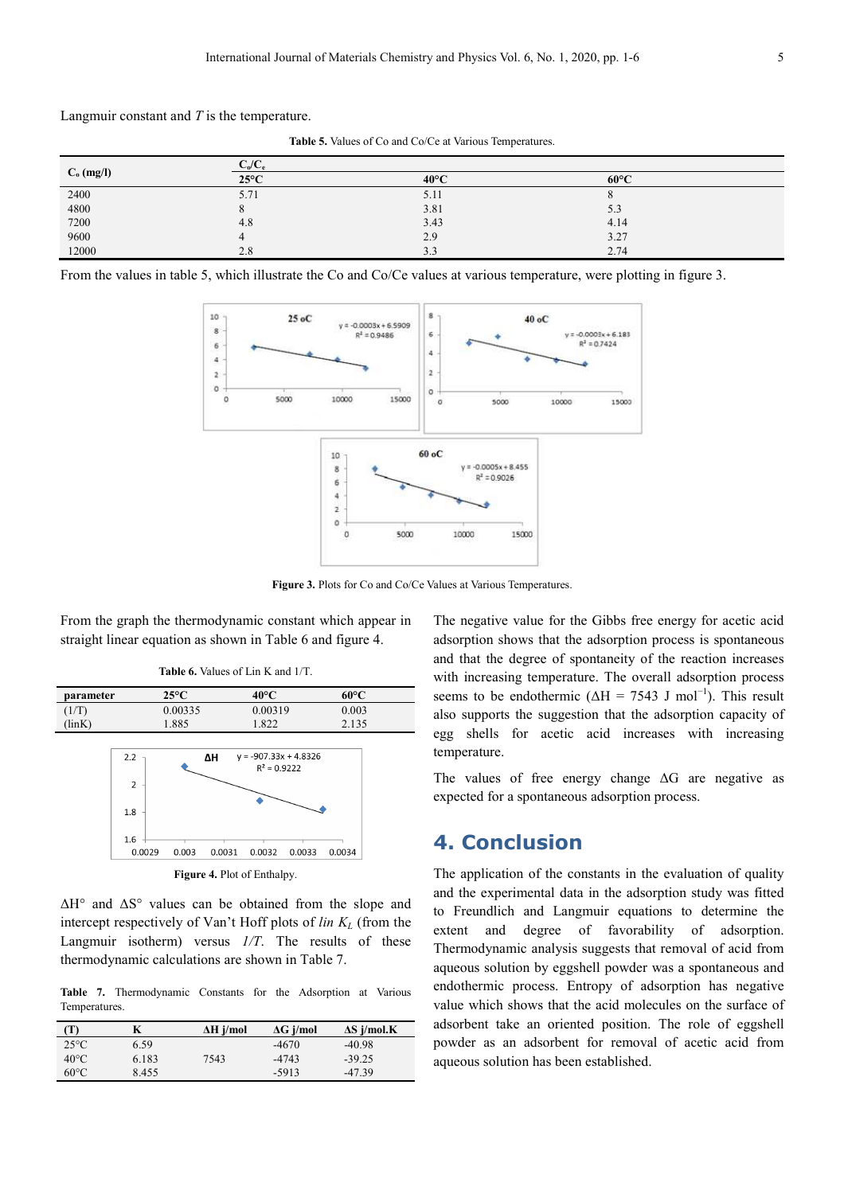Langmuir constant and $T$ is the temperature.

**Table 5.** Values of Co and Co/Ce at Various Temperatures.

| $C_o$ (mg/l) | $C_o/C_e$ | | |
|---|---|---|---|
| | 25°C | 40°C | 60°C |
| 2400 | 5.71 | 5.11 | 8 |
| 4800 | 8 | 3.81 | 5.3 |
| 7200 | 4.8 | 3.43 | 4.14 |
| 9600 | 4 | 2.9 | 3.27 |
| 12000 | 2.8 | 3.3 | 2.74 |

From the values in table 5, which illustrate the Co and Co/Ce values at various temperature, were plotting in figure 3.

25 oC
y = -0.0003x + 6.5909
R² = 0.9486
0 2 4 6 8 10
0 5000 10000 15000

40 oC
y = -0.0003x + 6.183
R² = 0.7424
0 2 4 6 8
0 5000 10000 15000

60 oC
y = -0.0005x + 8.455
R² = 0.9026
0 2 4 6 8 10
0 5000 10000 15000

**Figure 3.** Plots for Co and Co/Ce Values at Various Temperatures.

From the graph the thermodynamic constant which appear in straight linear equation as shown in Table 6 and figure 4.

**Table 6.** Values of Lin K and 1/T.

| parameter | 25°C | 40°C | 60°C |
|---|---|---|---|
| (1/T) | 0.00335 | 0.00319 | 0.003 |
| (linK) | 1.885 | 1.822 | 2.135 |

ΔH
y = -907.33x + 4.8326
R² = 0.9222
1.6 1.8 2 2.2
0.0029 0.003 0.0031 0.0032 0.0033 0.0034

**Figure 4.** Plot of Enthalpy.

ΔH° and ΔS° values can be obtained from the slope and intercept respectively of Van't Hoff plots of *lin* $K_L$ (from the Langmuir isotherm) versus $1/T$. The results of these thermodynamic calculations are shown in Table 7.

**Table 7.** Thermodynamic Constants for the Adsorption at Various Temperatures.

| (T) | K | ΔH j/mol | ΔG j/mol | ΔS j/mol.K |
|---|---|---|---|---|
| 25°C | 6.59 | | -4670 | -40.98 |
| 40°C | 6.183 | 7543 | -4743 | -39.25 |
| 60°C | 8.455 | | -5913 | -47.39 |

The negative value for the Gibbs free energy for acetic acid adsorption shows that the adsorption process is spontaneous and that the degree of spontaneity of the reaction increases with increasing temperature. The overall adsorption process seems to be endothermic (ΔH = 7543 J $mol^{-1}$). This result also supports the suggestion that the adsorption capacity of egg shells for acetic acid increases with increasing temperature.

The values of free energy change ΔG are negative as expected for a spontaneous adsorption process.

## 4. Conclusion

The application of the constants in the evaluation of quality and the experimental data in the adsorption study was fitted to Freundlich and Langmuir equations to determine the extent and degree of favorability of adsorption. Thermodynamic analysis suggests that removal of acid from aqueous solution by eggshell powder was a spontaneous and endothermic process. Entropy of adsorption has negative value which shows that the acid molecules on the surface of adsorbent take an oriented position. The role of eggshell powder as an adsorbent for removal of acetic acid from aqueous solution has been established.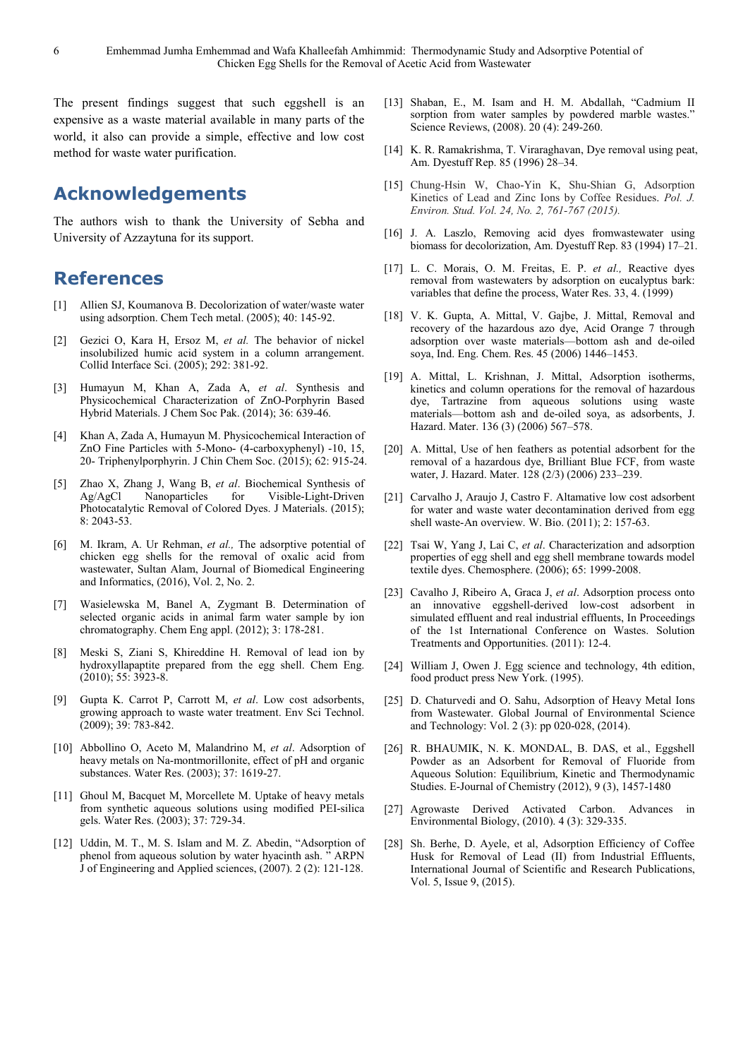The present findings suggest that such eggshell is an expensive as a waste material available in many parts of the world, it also can provide a simple, effective and low cost method for waste water purification.

## Acknowledgements

The authors wish to thank the University of Sebha and University of Azzaytuna for its support.

## References

[1] Allien SJ, Koumanova B. Decolorization of water/waste water using adsorption. Chem Tech metal. (2005); 40: 145-92.

[2] Gezici O, Kara H, Ersoz M, *et al.* The behavior of nickel insolubilized humic acid system in a column arrangement. Collid Interface Sci. (2005); 292: 381-92.

[3] Humayun M, Khan A, Zada A, *et al*. Synthesis and Physicochemical Characterization of ZnO-Porphyrin Based Hybrid Materials. J Chem Soc Pak. (2014); 36: 639-46.

[4] Khan A, Zada A, Humayun M. Physicochemical Interaction of ZnO Fine Particles with 5-Mono- (4-carboxyphenyl) -10, 15, 20- Triphenylporphyrin. J Chin Chem Soc. (2015); 62: 915-24.

[5] Zhao X, Zhang J, Wang B, *et al*. Biochemical Synthesis of Ag/AgCl Nanoparticles for Visible-Light-Driven Photocatalytic Removal of Colored Dyes. J Materials. (2015); 8: 2043-53.

[6] M. Ikram, A. Ur Rehman, *et al.,* The adsorptive potential of chicken egg shells for the removal of oxalic acid from wastewater, Sultan Alam, Journal of Biomedical Engineering and Informatics, (2016), Vol. 2, No. 2.

[7] Wasielewska M, Banel A, Zygmant B. Determination of selected organic acids in animal farm water sample by ion chromatography. Chem Eng appl. (2012); 3: 178-281.

[8] Meski S, Ziani S, Khireddine H. Removal of lead ion by hydroxyllapaptite prepared from the egg shell. Chem Eng. (2010); 55: 3923-8.

[9] Gupta K. Carrot P, Carrott M, *et al*. Low cost adsorbents, growing approach to waste water treatment. Env Sci Technol. (2009); 39: 783-842.

[10] Abbollino O, Aceto M, Malandrino M, *et al*. Adsorption of heavy metals on Na-montmorillonite, effect of pH and organic substances. Water Res. (2003); 37: 1619-27.

[11] Ghoul M, Bacquet M, Morcellete M. Uptake of heavy metals from synthetic aqueous solutions using modified PEI-silica gels. Water Res. (2003); 37: 729-34.

[12] Uddin, M. T., M. S. Islam and M. Z. Abedin, "Adsorption of phenol from aqueous solution by water hyacinth ash. " ARPN J of Engineering and Applied sciences, (2007). 2 (2): 121-128.

[13] Shaban, E., M. Isam and H. M. Abdallah, "Cadmium II sorption from water samples by powdered marble wastes." Science Reviews, (2008). 20 (4): 249-260.

[14] K. R. Ramakrishma, T. Viraraghavan, Dye removal using peat, Am. Dyestuff Rep. 85 (1996) 28–34.

[15] Chung-Hsin W, Chao-Yin K, Shu-Shian G, Adsorption Kinetics of Lead and Zinc Ions by Coffee Residues. *Pol. J. Environ. Stud. Vol. 24, No. 2, 761-767 (2015).*

[16] J. A. Laszlo, Removing acid dyes fromwastewater using biomass for decolorization, Am. Dyestuff Rep. 83 (1994) 17–21.

[17] L. C. Morais, O. M. Freitas, E. P. *et al.,* Reactive dyes removal from wastewaters by adsorption on eucalyptus bark: variables that define the process, Water Res. 33, 4. (1999)

[18] V. K. Gupta, A. Mittal, V. Gajbe, J. Mittal, Removal and recovery of the hazardous azo dye, Acid Orange 7 through adsorption over waste materials—bottom ash and de-oiled soya, Ind. Eng. Chem. Res. 45 (2006) 1446–1453.

[19] A. Mittal, L. Krishnan, J. Mittal, Adsorption isotherms, kinetics and column operations for the removal of hazardous dye, Tartrazine from aqueous solutions using waste materials—bottom ash and de-oiled soya, as adsorbents, J. Hazard. Mater. 136 (3) (2006) 567–578.

[20] A. Mittal, Use of hen feathers as potential adsorbent for the removal of a hazardous dye, Brilliant Blue FCF, from waste water, J. Hazard. Mater. 128 (2/3) (2006) 233–239.

[21] Carvalho J, Araujo J, Castro F. Altamative low cost adsorbent for water and waste water decontamination derived from egg shell waste-An overview. W. Bio. (2011); 2: 157-63.

[22] Tsai W, Yang J, Lai C, *et al*. Characterization and adsorption properties of egg shell and egg shell membrane towards model textile dyes. Chemosphere. (2006); 65: 1999-2008.

[23] Cavalho J, Ribeiro A, Graca J, *et al*. Adsorption process onto an innovative eggshell-derived low-cost adsorbent in simulated effluent and real industrial effluents, In Proceedings of the 1st International Conference on Wastes. Solution Treatments and Opportunities. (2011): 12-4.

[24] William J, Owen J. Egg science and technology, 4th edition, food product press New York. (1995).

[25] D. Chaturvedi and O. Sahu, Adsorption of Heavy Metal Ions from Wastewater. Global Journal of Environmental Science and Technology: Vol. 2 (3): pp 020-028, (2014).

[26] R. BHAUMIK, N. K. MONDAL, B. DAS, et al., Eggshell Powder as an Adsorbent for Removal of Fluoride from Aqueous Solution: Equilibrium, Kinetic and Thermodynamic Studies. E-Journal of Chemistry (2012), 9 (3), 1457-1480

[27] Agrowaste Derived Activated Carbon. Advances in Environmental Biology, (2010). 4 (3): 329-335.

[28] Sh. Berhe, D. Ayele, et al, Adsorption Efficiency of Coffee Husk for Removal of Lead (II) from Industrial Effluents, International Journal of Scientific and Research Publications, Vol. 5, Issue 9, (2015).